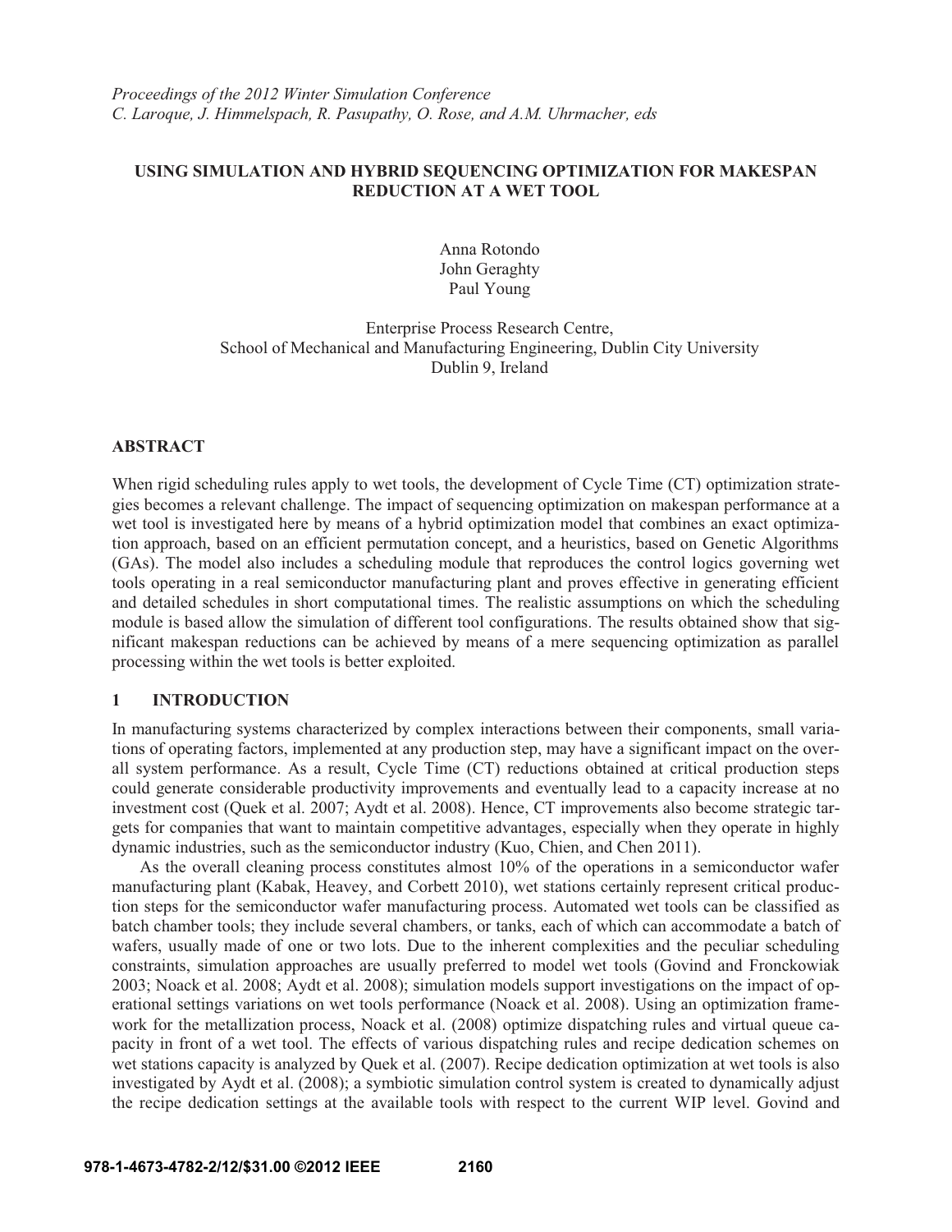*Proceedings of the 2012 Winter Simulation Conference*
*C. Laroque, J. Himmelspach, R. Pasupathy, O. Rose, and A.M. Uhrmacher, eds*

# USING SIMULATION AND HYBRID SEQUENCING OPTIMIZATION FOR MAKESPAN REDUCTION AT A WET TOOL

Anna Rotondo
John Geraghty
Paul Young

Enterprise Process Research Centre,
School of Mechanical and Manufacturing Engineering, Dublin City University
Dublin 9, Ireland

## ABSTRACT

When rigid scheduling rules apply to wet tools, the development of Cycle Time (CT) optimization strategies becomes a relevant challenge. The impact of sequencing optimization on makespan performance at a wet tool is investigated here by means of a hybrid optimization model that combines an exact optimization approach, based on an efficient permutation concept, and a heuristics, based on Genetic Algorithms (GAs). The model also includes a scheduling module that reproduces the control logics governing wet tools operating in a real semiconductor manufacturing plant and proves effective in generating efficient and detailed schedules in short computational times. The realistic assumptions on which the scheduling module is based allow the simulation of different tool configurations. The results obtained show that significant makespan reductions can be achieved by means of a mere sequencing optimization as parallel processing within the wet tools is better exploited.

## 1 INTRODUCTION

In manufacturing systems characterized by complex interactions between their components, small variations of operating factors, implemented at any production step, may have a significant impact on the overall system performance. As a result, Cycle Time (CT) reductions obtained at critical production steps could generate considerable productivity improvements and eventually lead to a capacity increase at no investment cost (Quek et al. 2007; Aydt et al. 2008). Hence, CT improvements also become strategic targets for companies that want to maintain competitive advantages, especially when they operate in highly dynamic industries, such as the semiconductor industry (Kuo, Chien, and Chen 2011).

As the overall cleaning process constitutes almost 10% of the operations in a semiconductor wafer manufacturing plant (Kabak, Heavey, and Corbett 2010), wet stations certainly represent critical production steps for the semiconductor wafer manufacturing process. Automated wet tools can be classified as batch chamber tools; they include several chambers, or tanks, each of which can accommodate a batch of wafers, usually made of one or two lots. Due to the inherent complexities and the peculiar scheduling constraints, simulation approaches are usually preferred to model wet tools (Govind and Fronckowiak 2003; Noack et al. 2008; Aydt et al. 2008); simulation models support investigations on the impact of operational settings variations on wet tools performance (Noack et al. 2008). Using an optimization framework for the metallization process, Noack et al. (2008) optimize dispatching rules and virtual queue capacity in front of a wet tool. The effects of various dispatching rules and recipe dedication schemes on wet stations capacity is analyzed by Quek et al. (2007). Recipe dedication optimization at wet tools is also investigated by Aydt et al. (2008); a symbiotic simulation control system is created to dynamically adjust the recipe dedication settings at the available tools with respect to the current WIP level. Govind and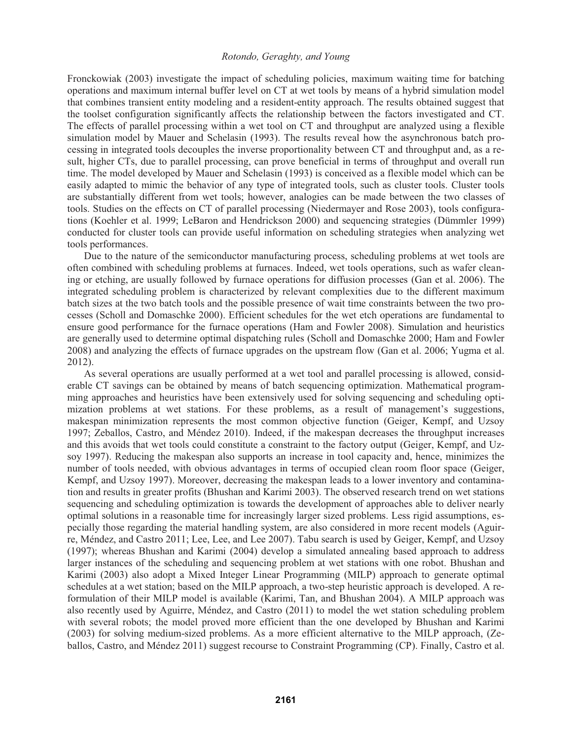Fronckowiak (2003) investigate the impact of scheduling policies, maximum waiting time for batching operations and maximum internal buffer level on CT at wet tools by means of a hybrid simulation model that combines transient entity modeling and a resident-entity approach. The results obtained suggest that the toolset configuration significantly affects the relationship between the factors investigated and CT. The effects of parallel processing within a wet tool on CT and throughput are analyzed using a flexible simulation model by Mauer and Schelasin (1993). The results reveal how the asynchronous batch processing in integrated tools decouples the inverse proportionality between CT and throughput and, as a result, higher CTs, due to parallel processing, can prove beneficial in terms of throughput and overall run time. The model developed by Mauer and Schelasin (1993) is conceived as a flexible model which can be easily adapted to mimic the behavior of any type of integrated tools, such as cluster tools. Cluster tools are substantially different from wet tools; however, analogies can be made between the two classes of tools. Studies on the effects on CT of parallel processing (Niedermayer and Rose 2003), tools configurations (Koehler et al. 1999; LeBaron and Hendrickson 2000) and sequencing strategies (Dümmler 1999) conducted for cluster tools can provide useful information on scheduling strategies when analyzing wet tools performances.

Due to the nature of the semiconductor manufacturing process, scheduling problems at wet tools are often combined with scheduling problems at furnaces. Indeed, wet tools operations, such as wafer cleaning or etching, are usually followed by furnace operations for diffusion processes (Gan et al. 2006). The integrated scheduling problem is characterized by relevant complexities due to the different maximum batch sizes at the two batch tools and the possible presence of wait time constraints between the two processes (Scholl and Domaschke 2000). Efficient schedules for the wet etch operations are fundamental to ensure good performance for the furnace operations (Ham and Fowler 2008). Simulation and heuristics are generally used to determine optimal dispatching rules (Scholl and Domaschke 2000; Ham and Fowler 2008) and analyzing the effects of furnace upgrades on the upstream flow (Gan et al. 2006; Yugma et al. 2012).

As several operations are usually performed at a wet tool and parallel processing is allowed, considerable CT savings can be obtained by means of batch sequencing optimization. Mathematical programming approaches and heuristics have been extensively used for solving sequencing and scheduling optimization problems at wet stations. For these problems, as a result of management's suggestions, makespan minimization represents the most common objective function (Geiger, Kempf, and Uzsoy 1997; Zeballos, Castro, and Méndez 2010). Indeed, if the makespan decreases the throughput increases and this avoids that wet tools could constitute a constraint to the factory output (Geiger, Kempf, and Uzsoy 1997). Reducing the makespan also supports an increase in tool capacity and, hence, minimizes the number of tools needed, with obvious advantages in terms of occupied clean room floor space (Geiger, Kempf, and Uzsoy 1997). Moreover, decreasing the makespan leads to a lower inventory and contamination and results in greater profits (Bhushan and Karimi 2003). The observed research trend on wet stations sequencing and scheduling optimization is towards the development of approaches able to deliver nearly optimal solutions in a reasonable time for increasingly larger sized problems. Less rigid assumptions, especially those regarding the material handling system, are also considered in more recent models (Aguirre, Méndez, and Castro 2011; Lee, Lee, and Lee 2007). Tabu search is used by Geiger, Kempf, and Uzsoy (1997); whereas Bhushan and Karimi (2004) develop a simulated annealing based approach to address larger instances of the scheduling and sequencing problem at wet stations with one robot. Bhushan and Karimi (2003) also adopt a Mixed Integer Linear Programming (MILP) approach to generate optimal schedules at a wet station; based on the MILP approach, a two-step heuristic approach is developed. A reformulation of their MILP model is available (Karimi, Tan, and Bhushan 2004). A MILP approach was also recently used by Aguirre, Méndez, and Castro (2011) to model the wet station scheduling problem with several robots; the model proved more efficient than the one developed by Bhushan and Karimi (2003) for solving medium-sized problems. As a more efficient alternative to the MILP approach, (Zeballos, Castro, and Méndez 2011) suggest recourse to Constraint Programming (CP). Finally, Castro et al.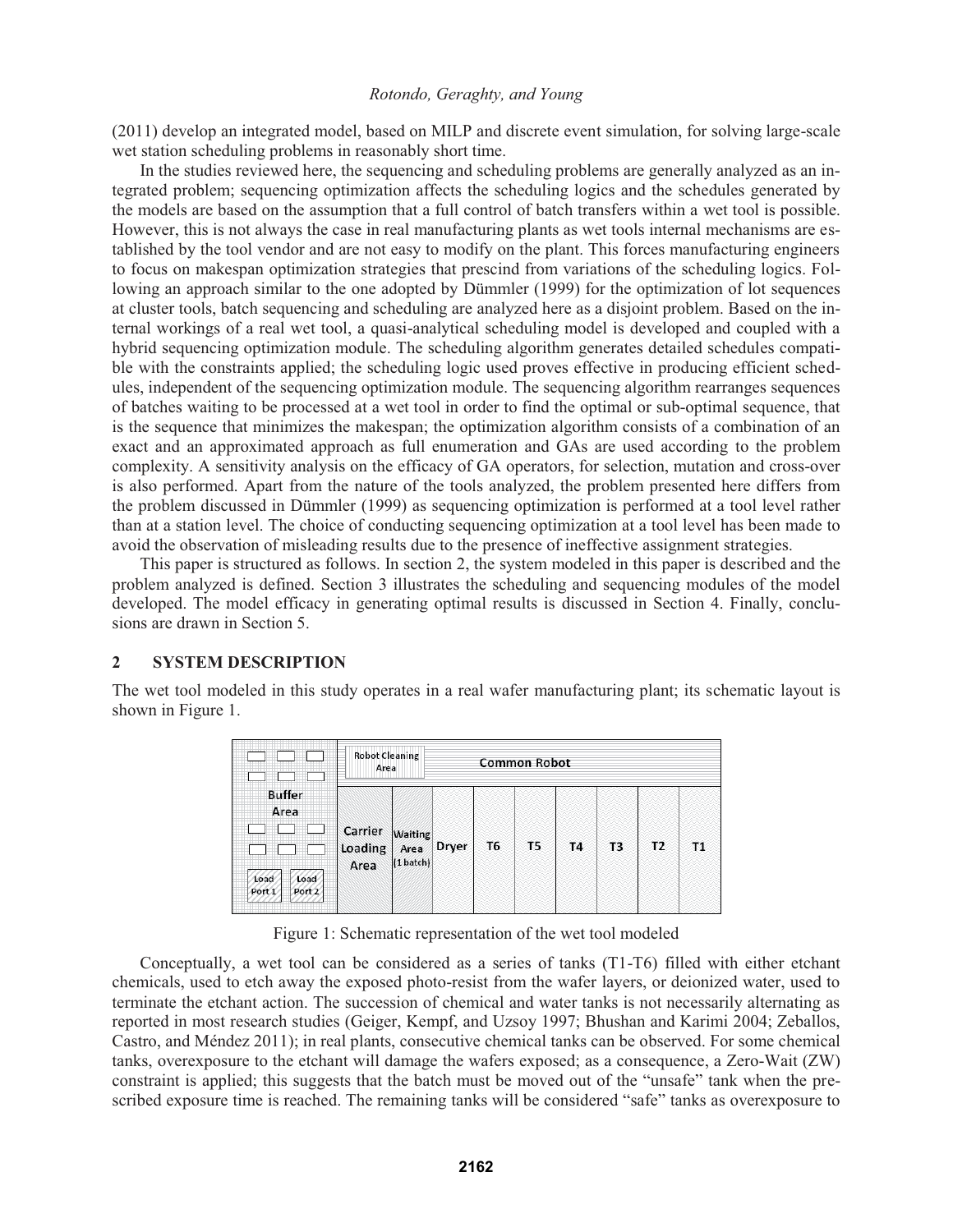(2011) develop an integrated model, based on MILP and discrete event simulation, for solving large-scale wet station scheduling problems in reasonably short time.

In the studies reviewed here, the sequencing and scheduling problems are generally analyzed as an integrated problem; sequencing optimization affects the scheduling logics and the schedules generated by the models are based on the assumption that a full control of batch transfers within a wet tool is possible. However, this is not always the case in real manufacturing plants as wet tools internal mechanisms are established by the tool vendor and are not easy to modify on the plant. This forces manufacturing engineers to focus on makespan optimization strategies that prescind from variations of the scheduling logics. Following an approach similar to the one adopted by Dümmler (1999) for the optimization of lot sequences at cluster tools, batch sequencing and scheduling are analyzed here as a disjoint problem. Based on the internal workings of a real wet tool, a quasi-analytical scheduling model is developed and coupled with a hybrid sequencing optimization module. The scheduling algorithm generates detailed schedules compatible with the constraints applied; the scheduling logic used proves effective in producing efficient schedules, independent of the sequencing optimization module. The sequencing algorithm rearranges sequences of batches waiting to be processed at a wet tool in order to find the optimal or sub-optimal sequence, that is the sequence that minimizes the makespan; the optimization algorithm consists of a combination of an exact and an approximated approach as full enumeration and GAs are used according to the problem complexity. A sensitivity analysis on the efficacy of GA operators, for selection, mutation and cross-over is also performed. Apart from the nature of the tools analyzed, the problem presented here differs from the problem discussed in Dümmler (1999) as sequencing optimization is performed at a tool level rather than at a station level. The choice of conducting sequencing optimization at a tool level has been made to avoid the observation of misleading results due to the presence of ineffective assignment strategies.

This paper is structured as follows. In section 2, the system modeled in this paper is described and the problem analyzed is defined. Section 3 illustrates the scheduling and sequencing modules of the model developed. The model efficacy in generating optimal results is discussed in Section 4. Finally, conclusions are drawn in Section 5.

## 2 SYSTEM DESCRIPTION

The wet tool modeled in this study operates in a real wafer manufacturing plant; its schematic layout is shown in Figure 1.

Figure 1: Schematic representation of the wet tool modeled

Conceptually, a wet tool can be considered as a series of tanks (T1-T6) filled with either etchant chemicals, used to etch away the exposed photo-resist from the wafer layers, or deionized water, used to terminate the etchant action. The succession of chemical and water tanks is not necessarily alternating as reported in most research studies (Geiger, Kempf, and Uzsoy 1997; Bhushan and Karimi 2004; Zeballos, Castro, and Méndez 2011); in real plants, consecutive chemical tanks can be observed. For some chemical tanks, overexposure to the etchant will damage the wafers exposed; as a consequence, a Zero-Wait (ZW) constraint is applied; this suggests that the batch must be moved out of the "unsafe" tank when the prescribed exposure time is reached. The remaining tanks will be considered "safe" tanks as overexposure to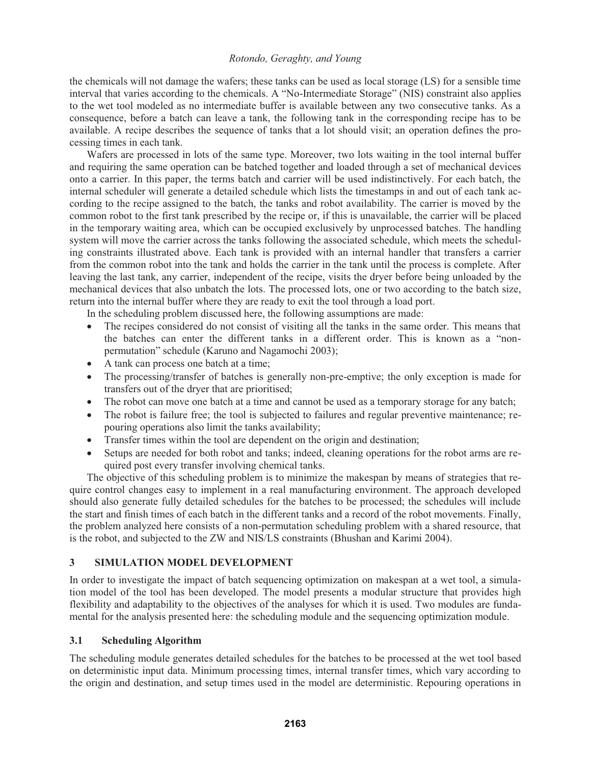the chemicals will not damage the wafers; these tanks can be used as local storage (LS) for a sensible time interval that varies according to the chemicals. A "No-Intermediate Storage" (NIS) constraint also applies to the wet tool modeled as no intermediate buffer is available between any two consecutive tanks. As a consequence, before a batch can leave a tank, the following tank in the corresponding recipe has to be available. A recipe describes the sequence of tanks that a lot should visit; an operation defines the processing times in each tank.

Wafers are processed in lots of the same type. Moreover, two lots waiting in the tool internal buffer and requiring the same operation can be batched together and loaded through a set of mechanical devices onto a carrier. In this paper, the terms batch and carrier will be used indistinctively. For each batch, the internal scheduler will generate a detailed schedule which lists the timestamps in and out of each tank according to the recipe assigned to the batch, the tanks and robot availability. The carrier is moved by the common robot to the first tank prescribed by the recipe or, if this is unavailable, the carrier will be placed in the temporary waiting area, which can be occupied exclusively by unprocessed batches. The handling system will move the carrier across the tanks following the associated schedule, which meets the scheduling constraints illustrated above. Each tank is provided with an internal handler that transfers a carrier from the common robot into the tank and holds the carrier in the tank until the process is complete. After leaving the last tank, any carrier, independent of the recipe, visits the dryer before being unloaded by the mechanical devices that also unbatch the lots. The processed lots, one or two according to the batch size, return into the internal buffer where they are ready to exit the tool through a load port.

In the scheduling problem discussed here, the following assumptions are made:

- The recipes considered do not consist of visiting all the tanks in the same order. This means that the batches can enter the different tanks in a different order. This is known as a "non-permutation" schedule (Karuno and Nagamochi 2003);
- A tank can process one batch at a time;
- The processing/transfer of batches is generally non-pre-emptive; the only exception is made for transfers out of the dryer that are prioritised;
- The robot can move one batch at a time and cannot be used as a temporary storage for any batch;
- The robot is failure free; the tool is subjected to failures and regular preventive maintenance; repouring operations also limit the tanks availability;
- Transfer times within the tool are dependent on the origin and destination;
- Setups are needed for both robot and tanks; indeed, cleaning operations for the robot arms are required post every transfer involving chemical tanks.

The objective of this scheduling problem is to minimize the makespan by means of strategies that require control changes easy to implement in a real manufacturing environment. The approach developed should also generate fully detailed schedules for the batches to be processed; the schedules will include the start and finish times of each batch in the different tanks and a record of the robot movements. Finally, the problem analyzed here consists of a non-permutation scheduling problem with a shared resource, that is the robot, and subjected to the ZW and NIS/LS constraints (Bhushan and Karimi 2004).

## 3 SIMULATION MODEL DEVELOPMENT

In order to investigate the impact of batch sequencing optimization on makespan at a wet tool, a simulation model of the tool has been developed. The model presents a modular structure that provides high flexibility and adaptability to the objectives of the analyses for which it is used. Two modules are fundamental for the analysis presented here: the scheduling module and the sequencing optimization module.

### 3.1 Scheduling Algorithm

The scheduling module generates detailed schedules for the batches to be processed at the wet tool based on deterministic input data. Minimum processing times, internal transfer times, which vary according to the origin and destination, and setup times used in the model are deterministic. Repouring operations in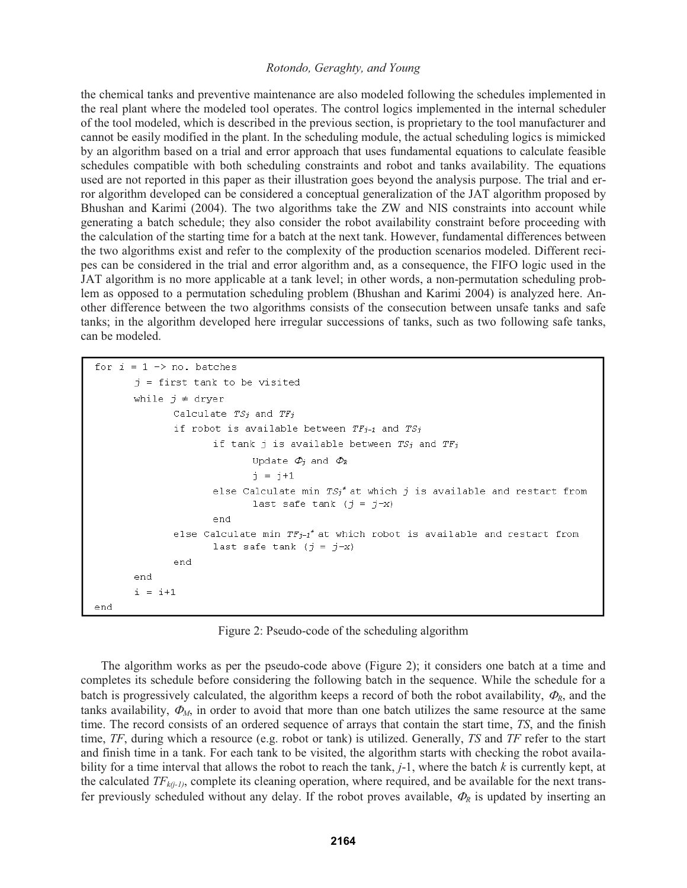the chemical tanks and preventive maintenance are also modeled following the schedules implemented in the real plant where the modeled tool operates. The control logics implemented in the internal scheduler of the tool modeled, which is described in the previous section, is proprietary to the tool manufacturer and cannot be easily modified in the plant. In the scheduling module, the actual scheduling logics is mimicked by an algorithm based on a trial and error approach that uses fundamental equations to calculate feasible schedules compatible with both scheduling constraints and robot and tanks availability. The equations used are not reported in this paper as their illustration goes beyond the analysis purpose. The trial and error algorithm developed can be considered a conceptual generalization of the JAT algorithm proposed by Bhushan and Karimi (2004). The two algorithms take the ZW and NIS constraints into account while generating a batch schedule; they also consider the robot availability constraint before proceeding with the calculation of the starting time for a batch at the next tank. However, fundamental differences between the two algorithms exist and refer to the complexity of the production scenarios modeled. Different recipes can be considered in the trial and error algorithm and, as a consequence, the FIFO logic used in the JAT algorithm is no more applicable at a tank level; in other words, a non-permutation scheduling problem as opposed to a permutation scheduling problem (Bhushan and Karimi 2004) is analyzed here. Another difference between the two algorithms consists of the consecution between unsafe tanks and safe tanks; in the algorithm developed here irregular successions of tanks, such as two following safe tanks, can be modeled.

```
for i = 1 -> no. batches
       j = first tank to be visited
       while j ≠ dryer
              Calculate TSj and TFj
              if robot is available between TFj-1 and TSj
                     if tank j is available between TSj and TFj
                            Update Φj and ΦR
                            j = j+1
                     else Calculate min TSj* at which j is available and restart from
                            last safe tank (j = j-x)
                     end
              else Calculate min TFj-1* at which robot is available and restart from
                     last safe tank (j = j-x)
              end
       end
       i = i+1
end
```

Figure 2: Pseudo-code of the scheduling algorithm

The algorithm works as per the pseudo-code above (Figure 2); it considers one batch at a time and completes its schedule before considering the following batch in the sequence. While the schedule for a batch is progressively calculated, the algorithm keeps a record of both the robot availability, $\Phi_R$, and the tanks availability, $\Phi_M$, in order to avoid that more than one batch utilizes the same resource at the same time. The record consists of an ordered sequence of arrays that contain the start time, *TS*, and the finish time, *TF*, during which a resource (e.g. robot or tank) is utilized. Generally, *TS* and *TF* refer to the start and finish time in a tank. For each tank to be visited, the algorithm starts with checking the robot availability for a time interval that allows the robot to reach the tank, $j$-1, where the batch $k$ is currently kept, at the calculated $TF_{k(j-1)}$, complete its cleaning operation, where required, and be available for the next transfer previously scheduled without any delay. If the robot proves available, $\Phi_R$ is updated by inserting an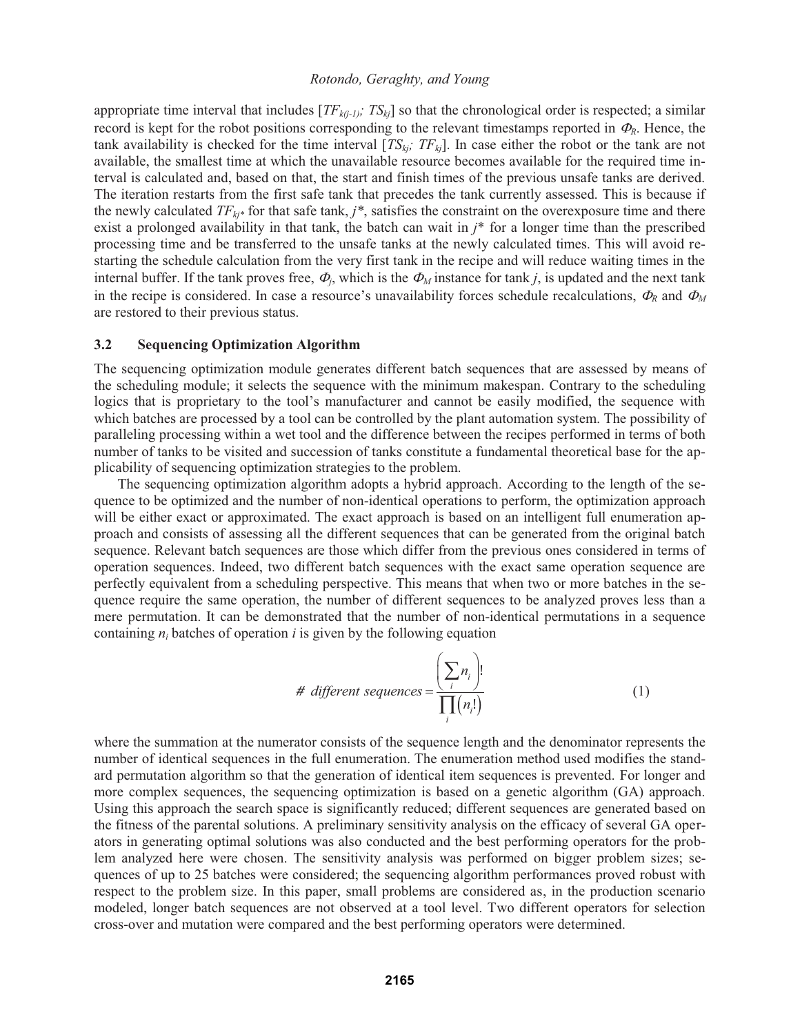appropriate time interval that includes $[TF_{k(j-1)}; TS_{kj}]$ so that the chronological order is respected; a similar record is kept for the robot positions corresponding to the relevant timestamps reported in $\Phi_R$. Hence, the tank availability is checked for the time interval $[TS_{kj}; TF_{kj}]$. In case either the robot or the tank are not available, the smallest time at which the unavailable resource becomes available for the required time interval is calculated and, based on that, the start and finish times of the previous unsafe tanks are derived. The iteration restarts from the first safe tank that precedes the tank currently assessed. This is because if the newly calculated $TF_{kj^*}$ for that safe tank, $j^*$, satisfies the constraint on the overexposure time and there exist a prolonged availability in that tank, the batch can wait in $j^*$ for a longer time than the prescribed processing time and be transferred to the unsafe tanks at the newly calculated times. This will avoid restarting the schedule calculation from the very first tank in the recipe and will reduce waiting times in the internal buffer. If the tank proves free, $\Phi_j$, which is the $\Phi_M$ instance for tank $j$, is updated and the next tank in the recipe is considered. In case a resource's unavailability forces schedule recalculations, $\Phi_R$ and $\Phi_M$ are restored to their previous status.

### 3.2 Sequencing Optimization Algorithm

The sequencing optimization module generates different batch sequences that are assessed by means of the scheduling module; it selects the sequence with the minimum makespan. Contrary to the scheduling logics that is proprietary to the tool's manufacturer and cannot be easily modified, the sequence with which batches are processed by a tool can be controlled by the plant automation system. The possibility of paralleling processing within a wet tool and the difference between the recipes performed in terms of both number of tanks to be visited and succession of tanks constitute a fundamental theoretical base for the applicability of sequencing optimization strategies to the problem.

The sequencing optimization algorithm adopts a hybrid approach. According to the length of the sequence to be optimized and the number of non-identical operations to perform, the optimization approach will be either exact or approximated. The exact approach is based on an intelligent full enumeration approach and consists of assessing all the different sequences that can be generated from the original batch sequence. Relevant batch sequences are those which differ from the previous ones considered in terms of operation sequences. Indeed, two different batch sequences with the exact same operation sequence are perfectly equivalent from a scheduling perspective. This means that when two or more batches in the sequence require the same operation, the number of different sequences to be analyzed proves less than a mere permutation. It can be demonstrated that the number of non-identical permutations in a sequence containing $n_i$ batches of operation $i$ is given by the following equation

$$\#\ different\ sequences = \frac{\left(\sum_i n_i\right)!}{\prod_i \left(n_i!\right)} \tag{1}$$

where the summation at the numerator consists of the sequence length and the denominator represents the number of identical sequences in the full enumeration. The enumeration method used modifies the standard permutation algorithm so that the generation of identical item sequences is prevented. For longer and more complex sequences, the sequencing optimization is based on a genetic algorithm (GA) approach. Using this approach the search space is significantly reduced; different sequences are generated based on the fitness of the parental solutions. A preliminary sensitivity analysis on the efficacy of several GA operators in generating optimal solutions was also conducted and the best performing operators for the problem analyzed here were chosen. The sensitivity analysis was performed on bigger problem sizes; sequences of up to 25 batches were considered; the sequencing algorithm performances proved robust with respect to the problem size. In this paper, small problems are considered as, in the production scenario modeled, longer batch sequences are not observed at a tool level. Two different operators for selection cross-over and mutation were compared and the best performing operators were determined.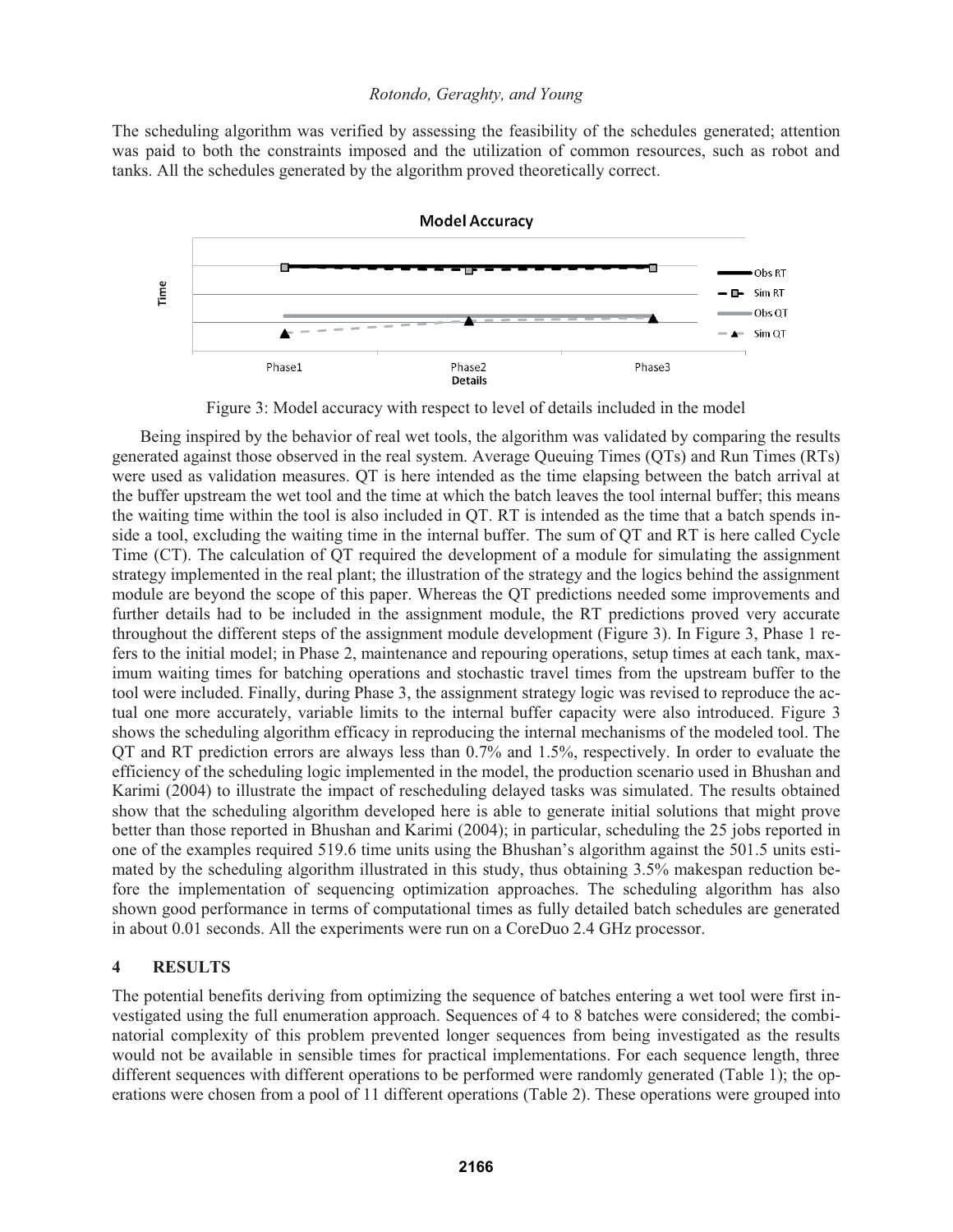The scheduling algorithm was verified by assessing the feasibility of the schedules generated; attention was paid to both the constraints imposed and the utilization of common resources, such as robot and tanks. All the schedules generated by the algorithm proved theoretically correct.

Figure 3: Model accuracy with respect to level of details included in the model

Being inspired by the behavior of real wet tools, the algorithm was validated by comparing the results generated against those observed in the real system. Average Queuing Times (QTs) and Run Times (RTs) were used as validation measures. QT is here intended as the time elapsing between the batch arrival at the buffer upstream the wet tool and the time at which the batch leaves the tool internal buffer; this means the waiting time within the tool is also included in QT. RT is intended as the time that a batch spends inside a tool, excluding the waiting time in the internal buffer. The sum of QT and RT is here called Cycle Time (CT). The calculation of QT required the development of a module for simulating the assignment strategy implemented in the real plant; the illustration of the strategy and the logics behind the assignment module are beyond the scope of this paper. Whereas the QT predictions needed some improvements and further details had to be included in the assignment module, the RT predictions proved very accurate throughout the different steps of the assignment module development (Figure 3). In Figure 3, Phase 1 refers to the initial model; in Phase 2, maintenance and repouring operations, setup times at each tank, maximum waiting times for batching operations and stochastic travel times from the upstream buffer to the tool were included. Finally, during Phase 3, the assignment strategy logic was revised to reproduce the actual one more accurately, variable limits to the internal buffer capacity were also introduced. Figure 3 shows the scheduling algorithm efficacy in reproducing the internal mechanisms of the modeled tool. The QT and RT prediction errors are always less than 0.7% and 1.5%, respectively. In order to evaluate the efficiency of the scheduling logic implemented in the model, the production scenario used in Bhushan and Karimi (2004) to illustrate the impact of rescheduling delayed tasks was simulated. The results obtained show that the scheduling algorithm developed here is able to generate initial solutions that might prove better than those reported in Bhushan and Karimi (2004); in particular, scheduling the 25 jobs reported in one of the examples required 519.6 time units using the Bhushan's algorithm against the 501.5 units estimated by the scheduling algorithm illustrated in this study, thus obtaining 3.5% makespan reduction before the implementation of sequencing optimization approaches. The scheduling algorithm has also shown good performance in terms of computational times as fully detailed batch schedules are generated in about 0.01 seconds. All the experiments were run on a CoreDuo 2.4 GHz processor.

## 4 RESULTS

The potential benefits deriving from optimizing the sequence of batches entering a wet tool were first investigated using the full enumeration approach. Sequences of 4 to 8 batches were considered; the combinatorial complexity of this problem prevented longer sequences from being investigated as the results would not be available in sensible times for practical implementations. For each sequence length, three different sequences with different operations to be performed were randomly generated (Table 1); the operations were chosen from a pool of 11 different operations (Table 2). These operations were grouped into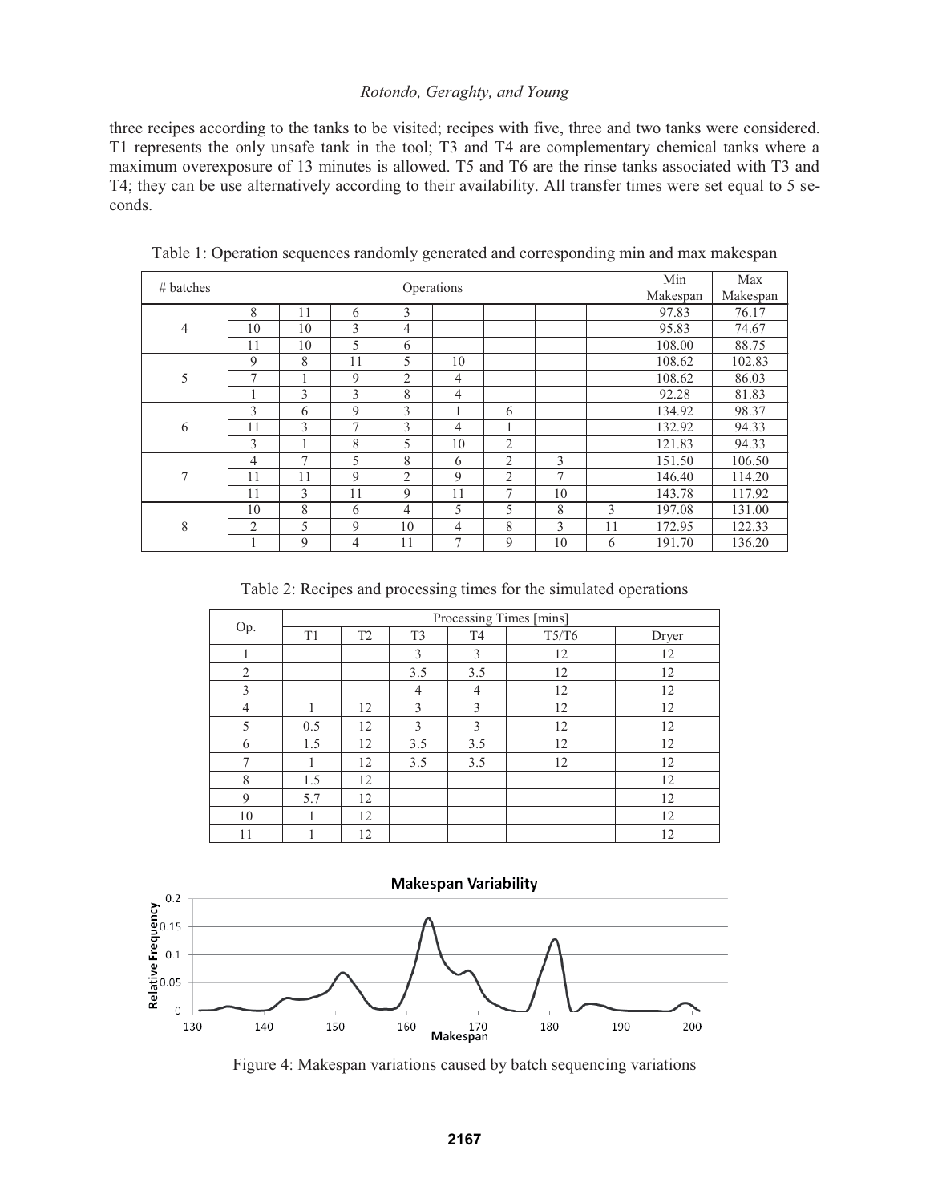three recipes according to the tanks to be visited; recipes with five, three and two tanks were considered. T1 represents the only unsafe tank in the tool; T3 and T4 are complementary chemical tanks where a maximum overexposure of 13 minutes is allowed. T5 and T6 are the rinse tanks associated with T3 and T4; they can be use alternatively according to their availability. All transfer times were set equal to 5 seconds.

Table 1: Operation sequences randomly generated and corresponding min and max makespan

| # batches | Operations | | | | | | | | Min Makespan | Max Makespan |
|---|---|---|---|---|---|---|---|---|---|---|
| 4 | 8 | 11 | 6 | 3 | | | | | 97.83 | 76.17 |
| | 10 | 10 | 3 | 4 | | | | | 95.83 | 74.67 |
| | 11 | 10 | 5 | 6 | | | | | 108.00 | 88.75 |
| 5 | 9 | 8 | 11 | 5 | 10 | | | | 108.62 | 102.83 |
| | 7 | 1 | 9 | 2 | 4 | | | | 108.62 | 86.03 |
| | 1 | 3 | 3 | 8 | 4 | | | | 92.28 | 81.83 |
| 6 | 3 | 6 | 9 | 3 | 1 | 6 | | | 134.92 | 98.37 |
| | 11 | 3 | 7 | 3 | 4 | 1 | | | 132.92 | 94.33 |
| | 3 | 1 | 8 | 5 | 10 | 2 | | | 121.83 | 94.33 |
| 7 | 4 | 7 | 5 | 8 | 6 | 2 | 3 | | 151.50 | 106.50 |
| | 11 | 11 | 9 | 2 | 9 | 2 | 7 | | 146.40 | 114.20 |
| | 11 | 3 | 11 | 9 | 11 | 7 | 10 | | 143.78 | 117.92 |
| 8 | 10 | 8 | 6 | 4 | 5 | 5 | 8 | 3 | 197.08 | 131.00 |
| | 2 | 5 | 9 | 10 | 4 | 8 | 3 | 11 | 172.95 | 122.33 |
| | 1 | 9 | 4 | 11 | 7 | 9 | 10 | 6 | 191.70 | 136.20 |

Table 2: Recipes and processing times for the simulated operations

| Op. | Processing Times [mins] | | | | | |
|---|---|---|---|---|---|---|
| | T1 | T2 | T3 | T4 | T5/T6 | Dryer |
| 1 | | | 3 | 3 | 12 | 12 |
| 2 | | | 3.5 | 3.5 | 12 | 12 |
| 3 | | | 4 | 4 | 12 | 12 |
| 4 | 1 | 12 | 3 | 3 | 12 | 12 |
| 5 | 0.5 | 12 | 3 | 3 | 12 | 12 |
| 6 | 1.5 | 12 | 3.5 | 3.5 | 12 | 12 |
| 7 | 1 | 12 | 3.5 | 3.5 | 12 | 12 |
| 8 | 1.5 | 12 | | | | 12 |
| 9 | 5.7 | 12 | | | | 12 |
| 10 | 1 | 12 | | | | 12 |
| 11 | 1 | 12 | | | | 12 |

Figure 4: Makespan variations caused by batch sequencing variations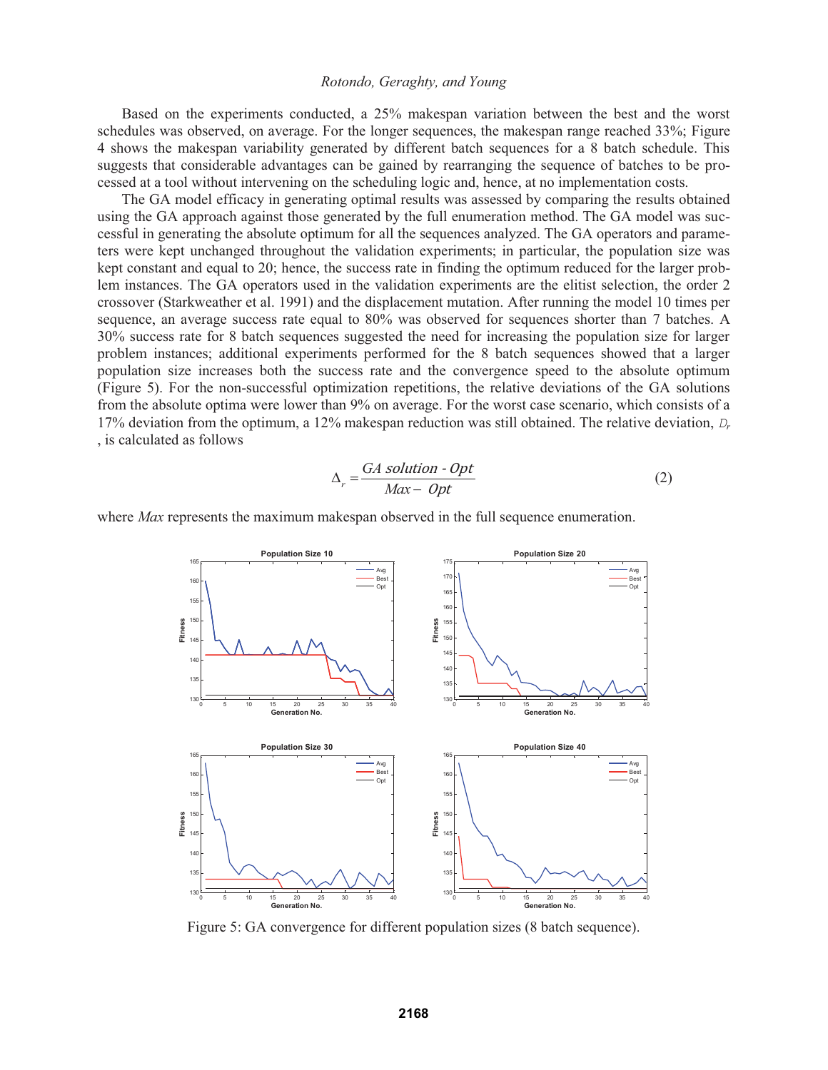Based on the experiments conducted, a 25% makespan variation between the best and the worst schedules was observed, on average. For the longer sequences, the makespan range reached 33%; Figure 4 shows the makespan variability generated by different batch sequences for a 8 batch schedule. This suggests that considerable advantages can be gained by rearranging the sequence of batches to be processed at a tool without intervening on the scheduling logic and, hence, at no implementation costs.

The GA model efficacy in generating optimal results was assessed by comparing the results obtained using the GA approach against those generated by the full enumeration method. The GA model was successful in generating the absolute optimum for all the sequences analyzed. The GA operators and parameters were kept unchanged throughout the validation experiments; in particular, the population size was kept constant and equal to 20; hence, the success rate in finding the optimum reduced for the larger problem instances. The GA operators used in the validation experiments are the elitist selection, the order 2 crossover (Starkweather et al. 1991) and the displacement mutation. After running the model 10 times per sequence, an average success rate equal to 80% was observed for sequences shorter than 7 batches. A 30% success rate for 8 batch sequences suggested the need for increasing the population size for larger problem instances; additional experiments performed for the 8 batch sequences showed that a larger population size increases both the success rate and the convergence speed to the absolute optimum (Figure 5). For the non-successful optimization repetitions, the relative deviations of the GA solutions from the absolute optima were lower than 9% on average. For the worst case scenario, which consists of a 17% deviation from the optimum, a 12% makespan reduction was still obtained. The relative deviation, $D_r$, is calculated as follows

$$\Delta_r = \frac{GA\ solution - Opt}{Max - Opt} \tag{2}$$

where *Max* represents the maximum makespan observed in the full sequence enumeration.

Figure 5: GA convergence for different population sizes (8 batch sequence).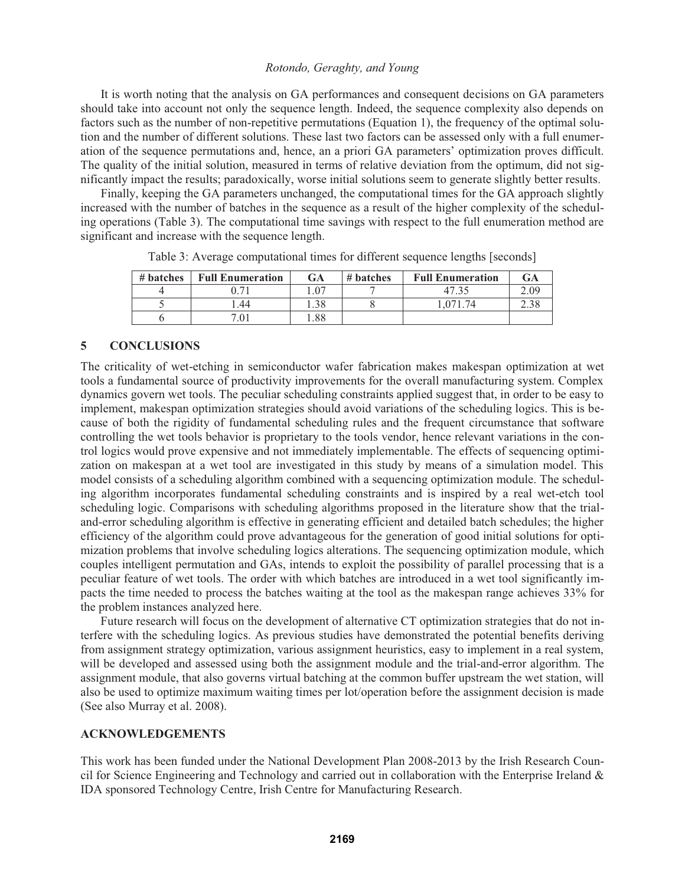It is worth noting that the analysis on GA performances and consequent decisions on GA parameters should take into account not only the sequence length. Indeed, the sequence complexity also depends on factors such as the number of non-repetitive permutations (Equation 1), the frequency of the optimal solution and the number of different solutions. These last two factors can be assessed only with a full enumeration of the sequence permutations and, hence, an a priori GA parameters' optimization proves difficult. The quality of the initial solution, measured in terms of relative deviation from the optimum, did not significantly impact the results; paradoxically, worse initial solutions seem to generate slightly better results.

Finally, keeping the GA parameters unchanged, the computational times for the GA approach slightly increased with the number of batches in the sequence as a result of the higher complexity of the scheduling operations (Table 3). The computational time savings with respect to the full enumeration method are significant and increase with the sequence length.

Table 3: Average computational times for different sequence lengths [seconds]

| # batches | Full Enumeration | GA | # batches | Full Enumeration | GA |
|---|---|---|---|---|---|
| 4 | 0.71 | 1.07 | 7 | 47.35 | 2.09 |
| 5 | 1.44 | 1.38 | 8 | 1,071.74 | 2.38 |
| 6 | 7.01 | 1.88 | | | |

## 5 CONCLUSIONS

The criticality of wet-etching in semiconductor wafer fabrication makes makespan optimization at wet tools a fundamental source of productivity improvements for the overall manufacturing system. Complex dynamics govern wet tools. The peculiar scheduling constraints applied suggest that, in order to be easy to implement, makespan optimization strategies should avoid variations of the scheduling logics. This is because of both the rigidity of fundamental scheduling rules and the frequent circumstance that software controlling the wet tools behavior is proprietary to the tools vendor, hence relevant variations in the control logics would prove expensive and not immediately implementable. The effects of sequencing optimization on makespan at a wet tool are investigated in this study by means of a simulation model. This model consists of a scheduling algorithm combined with a sequencing optimization module. The scheduling algorithm incorporates fundamental scheduling constraints and is inspired by a real wet-etch tool scheduling logic. Comparisons with scheduling algorithms proposed in the literature show that the trial-and-error scheduling algorithm is effective in generating efficient and detailed batch schedules; the higher efficiency of the algorithm could prove advantageous for the generation of good initial solutions for optimization problems that involve scheduling logics alterations. The sequencing optimization module, which couples intelligent permutation and GAs, intends to exploit the possibility of parallel processing that is a peculiar feature of wet tools. The order with which batches are introduced in a wet tool significantly impacts the time needed to process the batches waiting at the tool as the makespan range achieves 33% for the problem instances analyzed here.

Future research will focus on the development of alternative CT optimization strategies that do not interfere with the scheduling logics. As previous studies have demonstrated the potential benefits deriving from assignment strategy optimization, various assignment heuristics, easy to implement in a real system, will be developed and assessed using both the assignment module and the trial-and-error algorithm. The assignment module, that also governs virtual batching at the common buffer upstream the wet station, will also be used to optimize maximum waiting times per lot/operation before the assignment decision is made (See also Murray et al. 2008).

## ACKNOWLEDGEMENTS

This work has been funded under the National Development Plan 2008-2013 by the Irish Research Council for Science Engineering and Technology and carried out in collaboration with the Enterprise Ireland & IDA sponsored Technology Centre, Irish Centre for Manufacturing Research.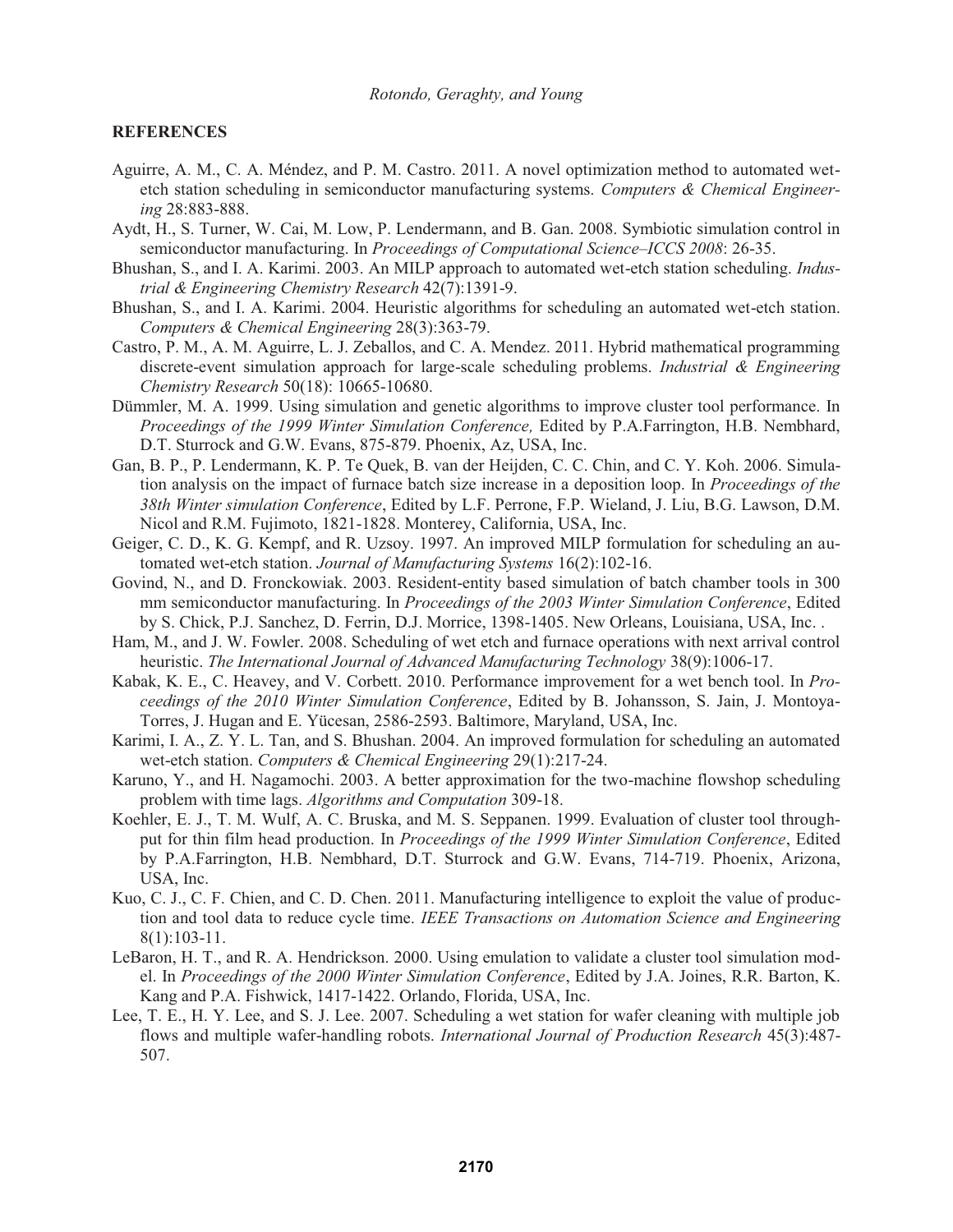## REFERENCES

Aguirre, A. M., C. A. Méndez, and P. M. Castro. 2011. A novel optimization method to automated wet-etch station scheduling in semiconductor manufacturing systems. *Computers & Chemical Engineering* 28:883-888.

Aydt, H., S. Turner, W. Cai, M. Low, P. Lendermann, and B. Gan. 2008. Symbiotic simulation control in semiconductor manufacturing. In *Proceedings of Computational Science–ICCS 2008*: 26-35.

Bhushan, S., and I. A. Karimi. 2003. An MILP approach to automated wet-etch station scheduling. *Industrial & Engineering Chemistry Research* 42(7):1391-9.

Bhushan, S., and I. A. Karimi. 2004. Heuristic algorithms for scheduling an automated wet-etch station. *Computers & Chemical Engineering* 28(3):363-79.

Castro, P. M., A. M. Aguirre, L. J. Zeballos, and C. A. Mendez. 2011. Hybrid mathematical programming discrete-event simulation approach for large-scale scheduling problems. *Industrial & Engineering Chemistry Research* 50(18): 10665-10680.

Dümmler, M. A. 1999. Using simulation and genetic algorithms to improve cluster tool performance. In *Proceedings of the 1999 Winter Simulation Conference,* Edited by P.A.Farrington, H.B. Nembhard, D.T. Sturrock and G.W. Evans, 875-879. Phoenix, Az, USA, Inc.

Gan, B. P., P. Lendermann, K. P. Te Quek, B. van der Heijden, C. C. Chin, and C. Y. Koh. 2006. Simulation analysis on the impact of furnace batch size increase in a deposition loop. In *Proceedings of the 38th Winter simulation Conference*, Edited by L.F. Perrone, F.P. Wieland, J. Liu, B.G. Lawson, D.M. Nicol and R.M. Fujimoto, 1821-1828. Monterey, California, USA, Inc.

Geiger, C. D., K. G. Kempf, and R. Uzsoy. 1997. An improved MILP formulation for scheduling an automated wet-etch station. *Journal of Manufacturing Systems* 16(2):102-16.

Govind, N., and D. Fronckowiak. 2003. Resident-entity based simulation of batch chamber tools in 300 mm semiconductor manufacturing. In *Proceedings of the 2003 Winter Simulation Conference*, Edited by S. Chick, P.J. Sanchez, D. Ferrin, D.J. Morrice, 1398-1405. New Orleans, Louisiana, USA, Inc. .

Ham, M., and J. W. Fowler. 2008. Scheduling of wet etch and furnace operations with next arrival control heuristic. *The International Journal of Advanced Manufacturing Technology* 38(9):1006-17.

Kabak, K. E., C. Heavey, and V. Corbett. 2010. Performance improvement for a wet bench tool. In *Proceedings of the 2010 Winter Simulation Conference*, Edited by B. Johansson, S. Jain, J. Montoya-Torres, J. Hugan and E. Yücesan, 2586-2593. Baltimore, Maryland, USA, Inc.

Karimi, I. A., Z. Y. L. Tan, and S. Bhushan. 2004. An improved formulation for scheduling an automated wet-etch station. *Computers & Chemical Engineering* 29(1):217-24.

Karuno, Y., and H. Nagamochi. 2003. A better approximation for the two-machine flowshop scheduling problem with time lags. *Algorithms and Computation* 309-18.

Koehler, E. J., T. M. Wulf, A. C. Bruska, and M. S. Seppanen. 1999. Evaluation of cluster tool throughput for thin film head production. In *Proceedings of the 1999 Winter Simulation Conference*, Edited by P.A.Farrington, H.B. Nembhard, D.T. Sturrock and G.W. Evans, 714-719. Phoenix, Arizona, USA, Inc.

Kuo, C. J., C. F. Chien, and C. D. Chen. 2011. Manufacturing intelligence to exploit the value of production and tool data to reduce cycle time. *IEEE Transactions on Automation Science and Engineering* 8(1):103-11.

LeBaron, H. T., and R. A. Hendrickson. 2000. Using emulation to validate a cluster tool simulation model. In *Proceedings of the 2000 Winter Simulation Conference*, Edited by J.A. Joines, R.R. Barton, K. Kang and P.A. Fishwick, 1417-1422. Orlando, Florida, USA, Inc.

Lee, T. E., H. Y. Lee, and S. J. Lee. 2007. Scheduling a wet station for wafer cleaning with multiple job flows and multiple wafer-handling robots. *International Journal of Production Research* 45(3):487-507.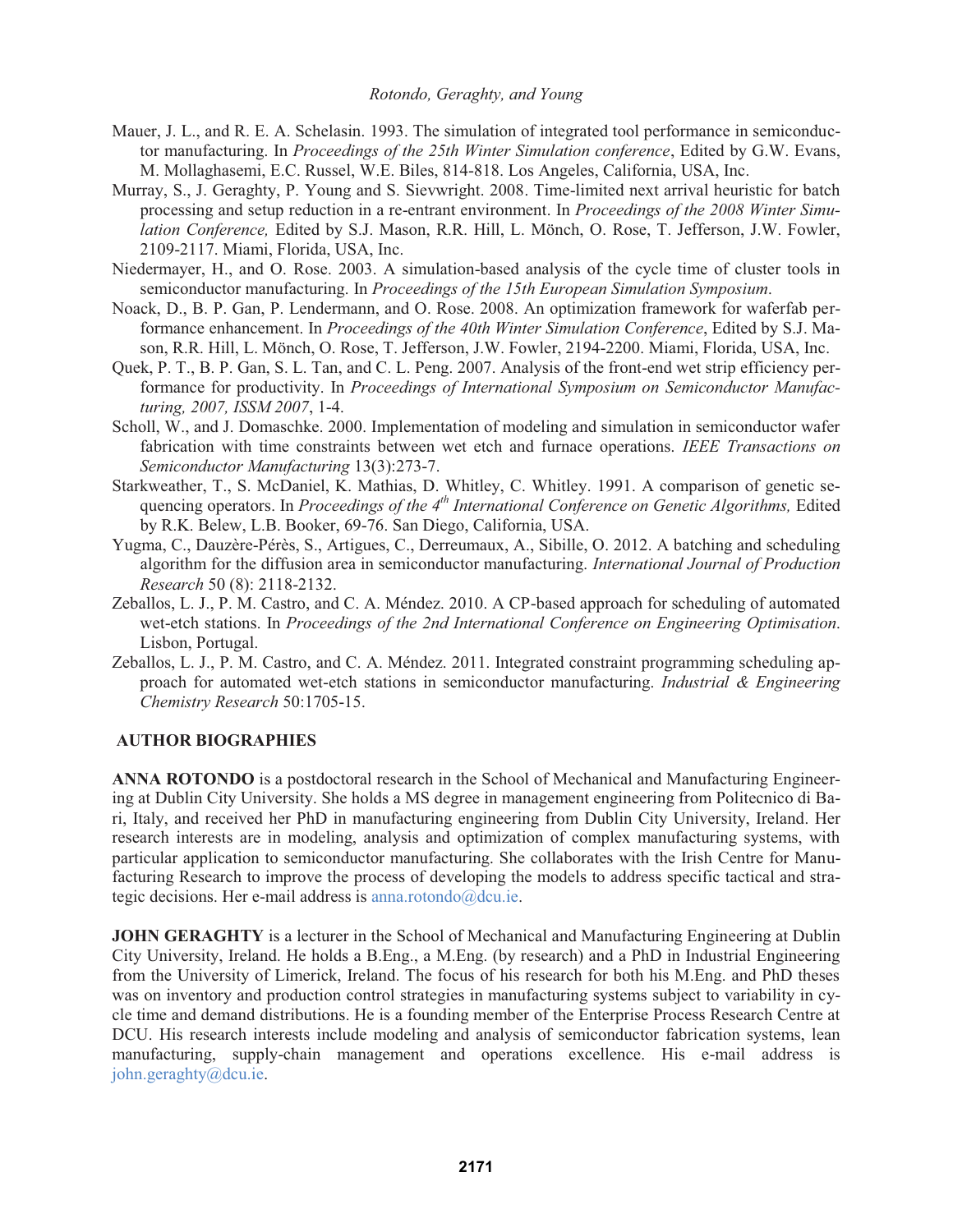Mauer, J. L., and R. E. A. Schelasin. 1993. The simulation of integrated tool performance in semiconductor manufacturing. In *Proceedings of the 25th Winter Simulation conference*, Edited by G.W. Evans, M. Mollaghasemi, E.C. Russel, W.E. Biles, 814-818. Los Angeles, California, USA, Inc.

Murray, S., J. Geraghty, P. Young and S. Sievwright. 2008. Time-limited next arrival heuristic for batch processing and setup reduction in a re-entrant environment. In *Proceedings of the 2008 Winter Simulation Conference,* Edited by S.J. Mason, R.R. Hill, L. Mönch, O. Rose, T. Jefferson, J.W. Fowler, 2109-2117. Miami, Florida, USA, Inc.

Niedermayer, H., and O. Rose. 2003. A simulation-based analysis of the cycle time of cluster tools in semiconductor manufacturing. In *Proceedings of the 15th European Simulation Symposium*.

Noack, D., B. P. Gan, P. Lendermann, and O. Rose. 2008. An optimization framework for waferfab performance enhancement. In *Proceedings of the 40th Winter Simulation Conference*, Edited by S.J. Mason, R.R. Hill, L. Mönch, O. Rose, T. Jefferson, J.W. Fowler, 2194-2200. Miami, Florida, USA, Inc.

Quek, P. T., B. P. Gan, S. L. Tan, and C. L. Peng. 2007. Analysis of the front-end wet strip efficiency performance for productivity. In *Proceedings of International Symposium on Semiconductor Manufacturing, 2007, ISSM 2007*, 1-4.

Scholl, W., and J. Domaschke. 2000. Implementation of modeling and simulation in semiconductor wafer fabrication with time constraints between wet etch and furnace operations. *IEEE Transactions on Semiconductor Manufacturing* 13(3):273-7.

Starkweather, T., S. McDaniel, K. Mathias, D. Whitley, C. Whitley. 1991. A comparison of genetic sequencing operators. In *Proceedings of the 4th International Conference on Genetic Algorithms,* Edited by R.K. Belew, L.B. Booker, 69-76. San Diego, California, USA.

Yugma, C., Dauzère-Pérès, S., Artigues, C., Derreumaux, A., Sibille, O. 2012. A batching and scheduling algorithm for the diffusion area in semiconductor manufacturing. *International Journal of Production Research* 50 (8): 2118-2132.

Zeballos, L. J., P. M. Castro, and C. A. Méndez. 2010. A CP-based approach for scheduling of automated wet-etch stations. In *Proceedings of the 2nd International Conference on Engineering Optimisation*. Lisbon, Portugal.

Zeballos, L. J., P. M. Castro, and C. A. Méndez. 2011. Integrated constraint programming scheduling approach for automated wet-etch stations in semiconductor manufacturing. *Industrial & Engineering Chemistry Research* 50:1705-15.

## AUTHOR BIOGRAPHIES

**ANNA ROTONDO** is a postdoctoral research in the School of Mechanical and Manufacturing Engineering at Dublin City University. She holds a MS degree in management engineering from Politecnico di Bari, Italy, and received her PhD in manufacturing engineering from Dublin City University, Ireland. Her research interests are in modeling, analysis and optimization of complex manufacturing systems, with particular application to semiconductor manufacturing. She collaborates with the Irish Centre for Manufacturing Research to improve the process of developing the models to address specific tactical and strategic decisions. Her e-mail address is anna.rotondo@dcu.ie.

**JOHN GERAGHTY** is a lecturer in the School of Mechanical and Manufacturing Engineering at Dublin City University, Ireland. He holds a B.Eng., a M.Eng. (by research) and a PhD in Industrial Engineering from the University of Limerick, Ireland. The focus of his research for both his M.Eng. and PhD theses was on inventory and production control strategies in manufacturing systems subject to variability in cycle time and demand distributions. He is a founding member of the Enterprise Process Research Centre at DCU. His research interests include modeling and analysis of semiconductor fabrication systems, lean manufacturing, supply-chain management and operations excellence. His e-mail address is john.geraghty@dcu.ie.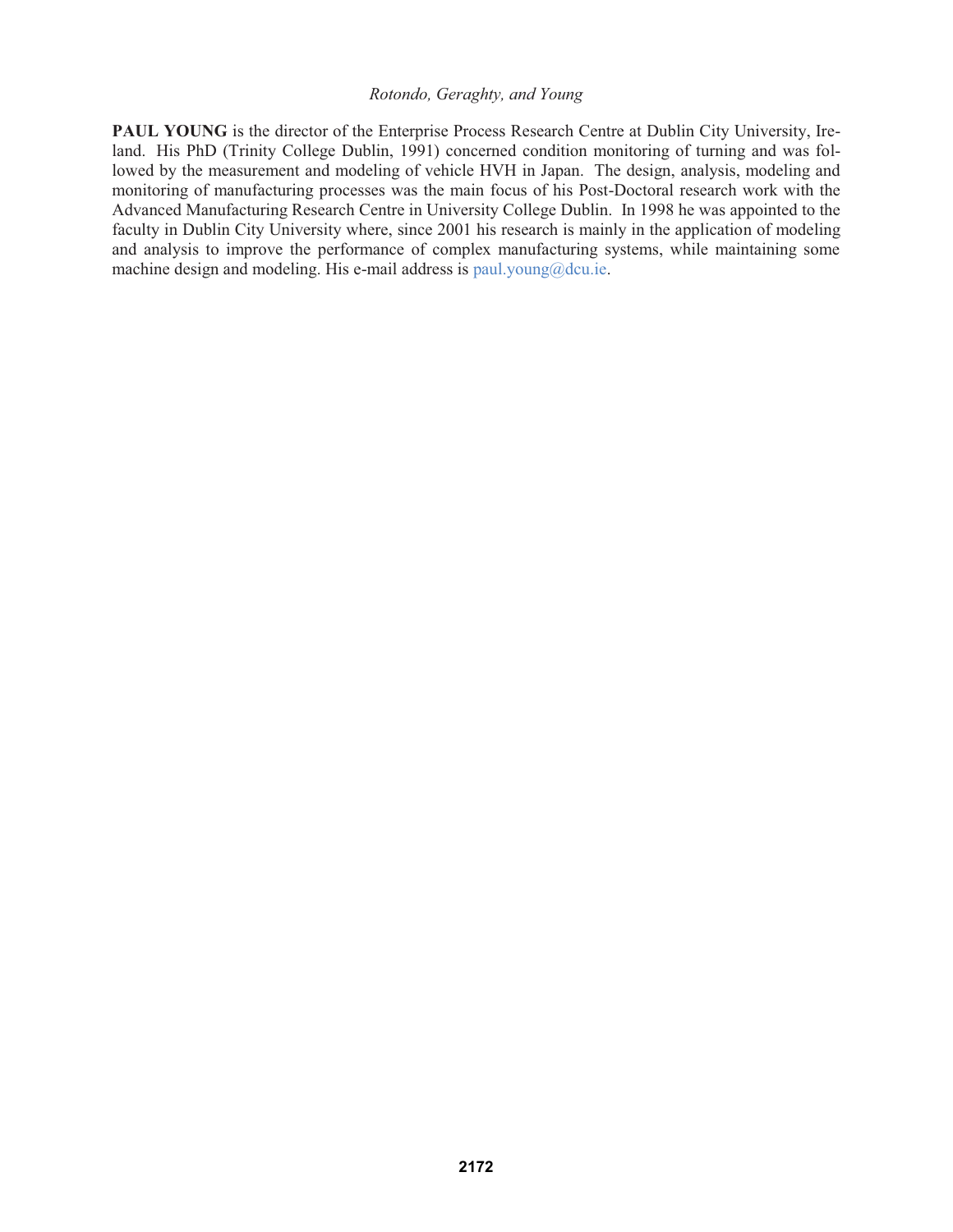**PAUL YOUNG** is the director of the Enterprise Process Research Centre at Dublin City University, Ireland. His PhD (Trinity College Dublin, 1991) concerned condition monitoring of turning and was followed by the measurement and modeling of vehicle HVH in Japan. The design, analysis, modeling and monitoring of manufacturing processes was the main focus of his Post-Doctoral research work with the Advanced Manufacturing Research Centre in University College Dublin. In 1998 he was appointed to the faculty in Dublin City University where, since 2001 his research is mainly in the application of modeling and analysis to improve the performance of complex manufacturing systems, while maintaining some machine design and modeling. His e-mail address is paul.young@dcu.ie.